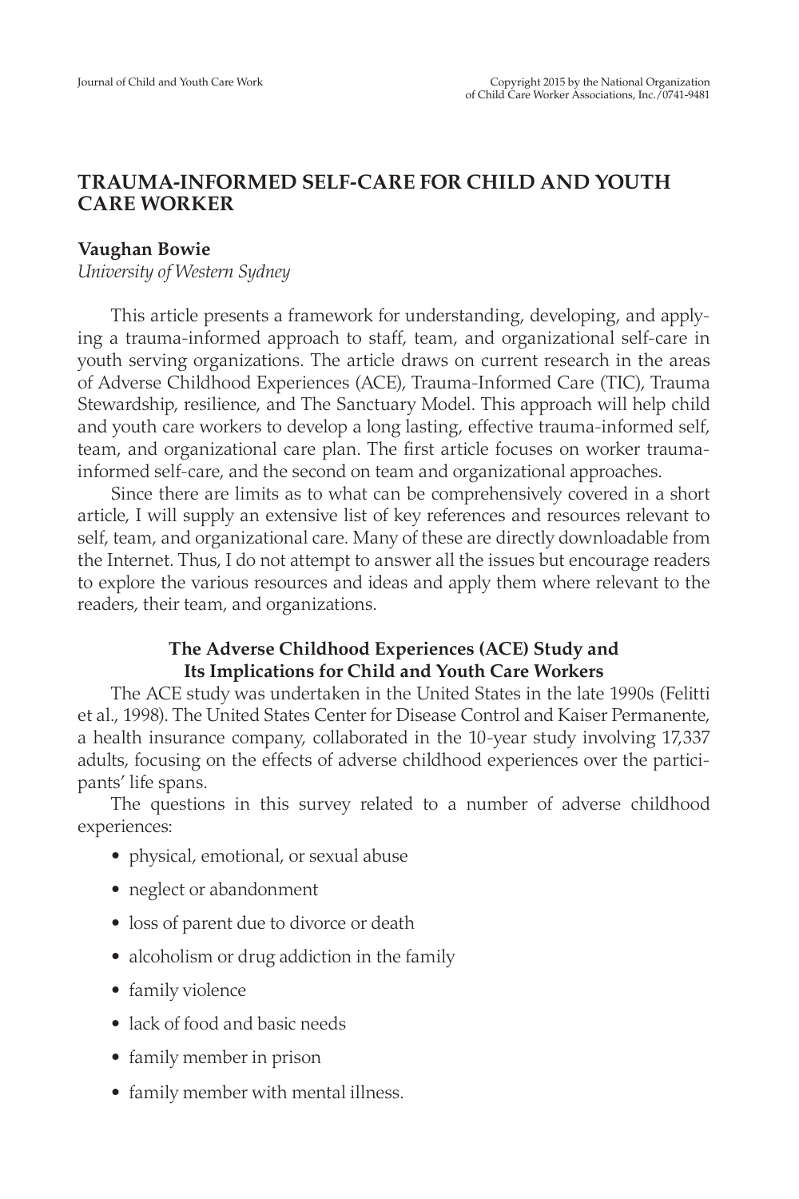# TRAUMA-INFORMED SELF-CARE FOR CHILD AND YOUTH CARE WORKER

**Vaughan Bowie**
*University of Western Sydney*

This article presents a framework for understanding, developing, and applying a trauma-informed approach to staff, team, and organizational self-care in youth serving organizations. The article draws on current research in the areas of Adverse Childhood Experiences (ACE), Trauma-Informed Care (TIC), Trauma Stewardship, resilience, and The Sanctuary Model. This approach will help child and youth care workers to develop a long lasting, effective trauma-informed self, team, and organizational care plan. The first article focuses on worker trauma-informed self-care, and the second on team and organizational approaches.

Since there are limits as to what can be comprehensively covered in a short article, I will supply an extensive list of key references and resources relevant to self, team, and organizational care. Many of these are directly downloadable from the Internet. Thus, I do not attempt to answer all the issues but encourage readers to explore the various resources and ideas and apply them where relevant to the readers, their team, and organizations.

## The Adverse Childhood Experiences (ACE) Study and Its Implications for Child and Youth Care Workers

The ACE study was undertaken in the United States in the late 1990s (Felitti et al., 1998). The United States Center for Disease Control and Kaiser Permanente, a health insurance company, collaborated in the 10-year study involving 17,337 adults, focusing on the effects of adverse childhood experiences over the participants' life spans.

The questions in this survey related to a number of adverse childhood experiences:

- physical, emotional, or sexual abuse
- neglect or abandonment
- loss of parent due to divorce or death
- alcoholism or drug addiction in the family
- family violence
- lack of food and basic needs
- family member in prison
- family member with mental illness.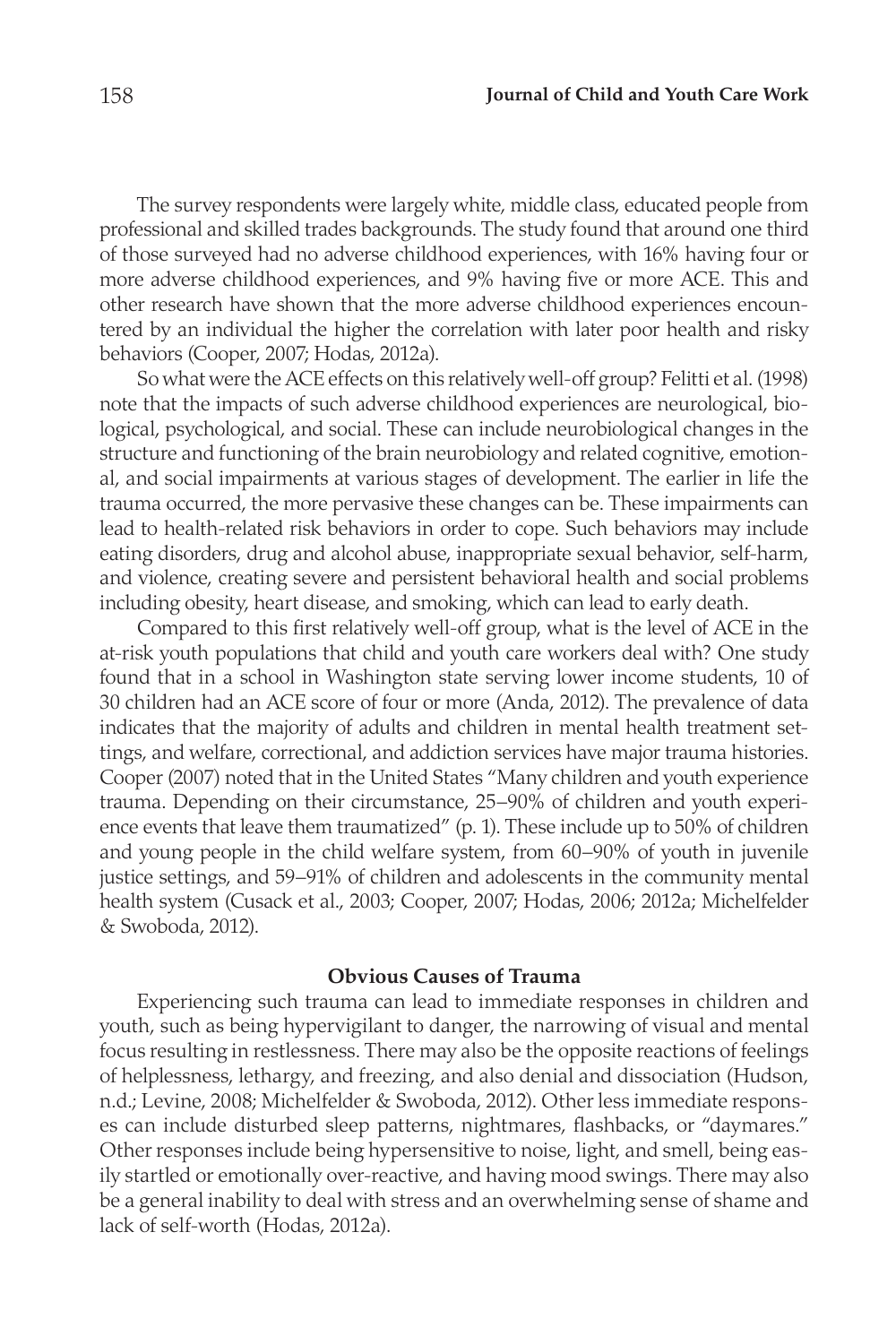The survey respondents were largely white, middle class, educated people from professional and skilled trades backgrounds. The study found that around one third of those surveyed had no adverse childhood experiences, with 16% having four or more adverse childhood experiences, and 9% having five or more ACE. This and other research have shown that the more adverse childhood experiences encountered by an individual the higher the correlation with later poor health and risky behaviors (Cooper, 2007; Hodas, 2012a).

So what were the ACE effects on this relatively well-off group? Felitti et al. (1998) note that the impacts of such adverse childhood experiences are neurological, biological, psychological, and social. These can include neurobiological changes in the structure and functioning of the brain neurobiology and related cognitive, emotional, and social impairments at various stages of development. The earlier in life the trauma occurred, the more pervasive these changes can be. These impairments can lead to health-related risk behaviors in order to cope. Such behaviors may include eating disorders, drug and alcohol abuse, inappropriate sexual behavior, self-harm, and violence, creating severe and persistent behavioral health and social problems including obesity, heart disease, and smoking, which can lead to early death.

Compared to this first relatively well-off group, what is the level of ACE in the at-risk youth populations that child and youth care workers deal with? One study found that in a school in Washington state serving lower income students, 10 of 30 children had an ACE score of four or more (Anda, 2012). The prevalence of data indicates that the majority of adults and children in mental health treatment settings, and welfare, correctional, and addiction services have major trauma histories. Cooper (2007) noted that in the United States "Many children and youth experience trauma. Depending on their circumstance, 25–90% of children and youth experience events that leave them traumatized" (p. 1). These include up to 50% of children and young people in the child welfare system, from 60–90% of youth in juvenile justice settings, and 59–91% of children and adolescents in the community mental health system (Cusack et al., 2003; Cooper, 2007; Hodas, 2006; 2012a; Michelfelder & Swoboda, 2012).

## Obvious Causes of Trauma

Experiencing such trauma can lead to immediate responses in children and youth, such as being hypervigilant to danger, the narrowing of visual and mental focus resulting in restlessness. There may also be the opposite reactions of feelings of helplessness, lethargy, and freezing, and also denial and dissociation (Hudson, n.d.; Levine, 2008; Michelfelder & Swoboda, 2012). Other less immediate responses can include disturbed sleep patterns, nightmares, flashbacks, or "daymares." Other responses include being hypersensitive to noise, light, and smell, being easily startled or emotionally over-reactive, and having mood swings. There may also be a general inability to deal with stress and an overwhelming sense of shame and lack of self-worth (Hodas, 2012a).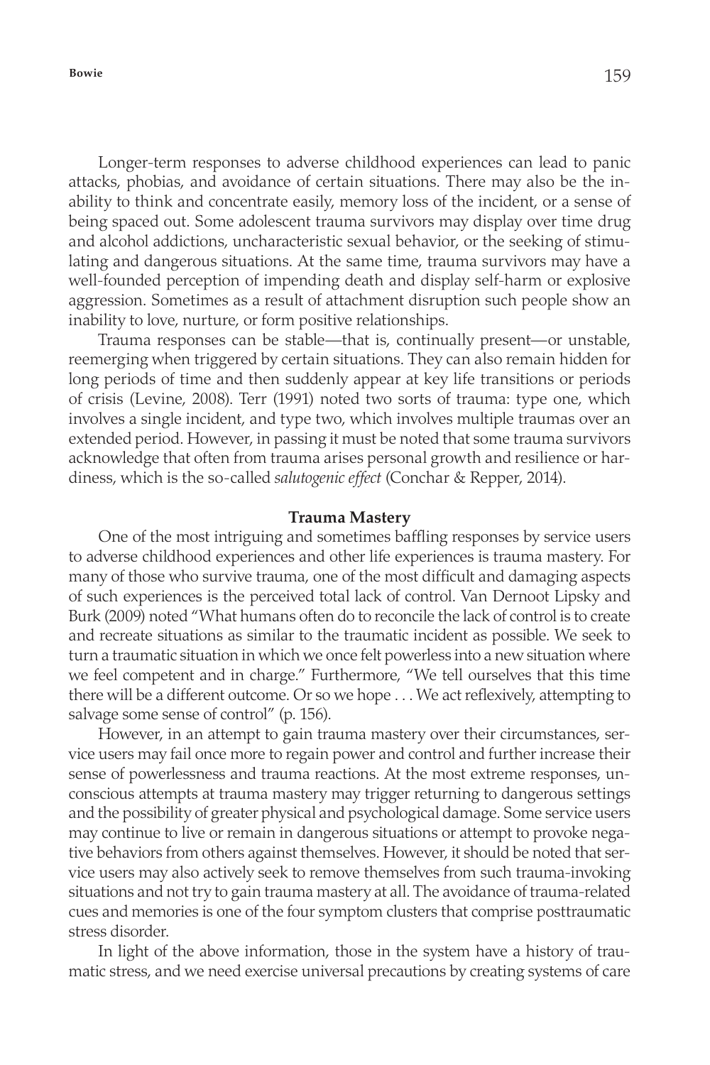Longer-term responses to adverse childhood experiences can lead to panic attacks, phobias, and avoidance of certain situations. There may also be the inability to think and concentrate easily, memory loss of the incident, or a sense of being spaced out. Some adolescent trauma survivors may display over time drug and alcohol addictions, uncharacteristic sexual behavior, or the seeking of stimulating and dangerous situations. At the same time, trauma survivors may have a well-founded perception of impending death and display self-harm or explosive aggression. Sometimes as a result of attachment disruption such people show an inability to love, nurture, or form positive relationships.

Trauma responses can be stable—that is, continually present—or unstable, reemerging when triggered by certain situations. They can also remain hidden for long periods of time and then suddenly appear at key life transitions or periods of crisis (Levine, 2008). Terr (1991) noted two sorts of trauma: type one, which involves a single incident, and type two, which involves multiple traumas over an extended period. However, in passing it must be noted that some trauma survivors acknowledge that often from trauma arises personal growth and resilience or hardiness, which is the so-called *salutogenic effect* (Conchar & Repper, 2014).

## Trauma Mastery

One of the most intriguing and sometimes baffling responses by service users to adverse childhood experiences and other life experiences is trauma mastery. For many of those who survive trauma, one of the most difficult and damaging aspects of such experiences is the perceived total lack of control. Van Dernoot Lipsky and Burk (2009) noted "What humans often do to reconcile the lack of control is to create and recreate situations as similar to the traumatic incident as possible. We seek to turn a traumatic situation in which we once felt powerless into a new situation where we feel competent and in charge." Furthermore, "We tell ourselves that this time there will be a different outcome. Or so we hope . . . We act reflexively, attempting to salvage some sense of control" (p. 156).

However, in an attempt to gain trauma mastery over their circumstances, service users may fail once more to regain power and control and further increase their sense of powerlessness and trauma reactions. At the most extreme responses, unconscious attempts at trauma mastery may trigger returning to dangerous settings and the possibility of greater physical and psychological damage. Some service users may continue to live or remain in dangerous situations or attempt to provoke negative behaviors from others against themselves. However, it should be noted that service users may also actively seek to remove themselves from such trauma-invoking situations and not try to gain trauma mastery at all. The avoidance of trauma-related cues and memories is one of the four symptom clusters that comprise posttraumatic stress disorder.

In light of the above information, those in the system have a history of traumatic stress, and we need exercise universal precautions by creating systems of care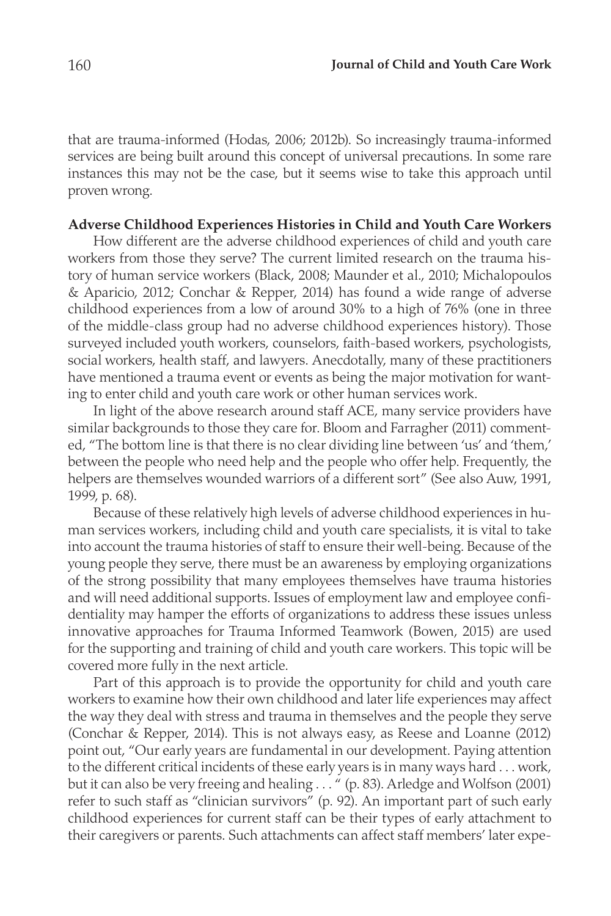that are trauma-informed (Hodas, 2006; 2012b). So increasingly trauma-informed services are being built around this concept of universal precautions. In some rare instances this may not be the case, but it seems wise to take this approach until proven wrong.

**Adverse Childhood Experiences Histories in Child and Youth Care Workers**

How different are the adverse childhood experiences of child and youth care workers from those they serve? The current limited research on the trauma history of human service workers (Black, 2008; Maunder et al., 2010; Michalopoulos & Aparicio, 2012; Conchar & Repper, 2014) has found a wide range of adverse childhood experiences from a low of around 30% to a high of 76% (one in three of the middle-class group had no adverse childhood experiences history). Those surveyed included youth workers, counselors, faith-based workers, psychologists, social workers, health staff, and lawyers. Anecdotally, many of these practitioners have mentioned a trauma event or events as being the major motivation for wanting to enter child and youth care work or other human services work.

In light of the above research around staff ACE, many service providers have similar backgrounds to those they care for. Bloom and Farragher (2011) commented, "The bottom line is that there is no clear dividing line between 'us' and 'them,' between the people who need help and the people who offer help. Frequently, the helpers are themselves wounded warriors of a different sort" (See also Auw, 1991, 1999, p. 68).

Because of these relatively high levels of adverse childhood experiences in human services workers, including child and youth care specialists, it is vital to take into account the trauma histories of staff to ensure their well-being. Because of the young people they serve, there must be an awareness by employing organizations of the strong possibility that many employees themselves have trauma histories and will need additional supports. Issues of employment law and employee confidentiality may hamper the efforts of organizations to address these issues unless innovative approaches for Trauma Informed Teamwork (Bowen, 2015) are used for the supporting and training of child and youth care workers. This topic will be covered more fully in the next article.

Part of this approach is to provide the opportunity for child and youth care workers to examine how their own childhood and later life experiences may affect the way they deal with stress and trauma in themselves and the people they serve (Conchar & Repper, 2014). This is not always easy, as Reese and Loanne (2012) point out, "Our early years are fundamental in our development. Paying attention to the different critical incidents of these early years is in many ways hard . . . work, but it can also be very freeing and healing . . . " (p. 83). Arledge and Wolfson (2001) refer to such staff as "clinician survivors" (p. 92). An important part of such early childhood experiences for current staff can be their types of early attachment to their caregivers or parents. Such attachments can affect staff members' later expe-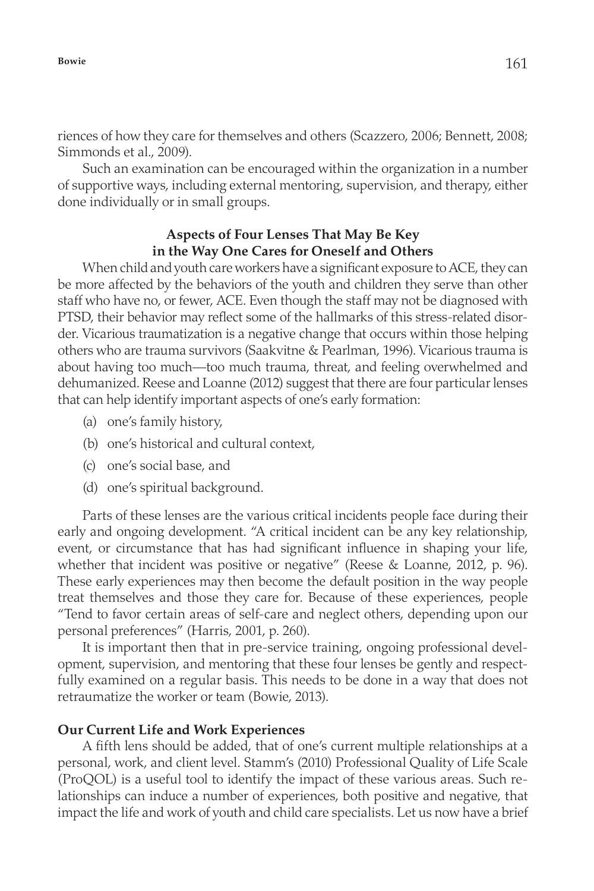riences of how they care for themselves and others (Scazzero, 2006; Bennett, 2008; Simmonds et al., 2009).

Such an examination can be encouraged within the organization in a number of supportive ways, including external mentoring, supervision, and therapy, either done individually or in small groups.

### Aspects of Four Lenses That May Be Key in the Way One Cares for Oneself and Others

When child and youth care workers have a significant exposure to ACE, they can be more affected by the behaviors of the youth and children they serve than other staff who have no, or fewer, ACE. Even though the staff may not be diagnosed with PTSD, their behavior may reflect some of the hallmarks of this stress-related disorder. Vicarious traumatization is a negative change that occurs within those helping others who are trauma survivors (Saakvitne & Pearlman, 1996). Vicarious trauma is about having too much—too much trauma, threat, and feeling overwhelmed and dehumanized. Reese and Loanne (2012) suggest that there are four particular lenses that can help identify important aspects of one's early formation:

(a) one's family history,

(b) one's historical and cultural context,

(c) one's social base, and

(d) one's spiritual background.

Parts of these lenses are the various critical incidents people face during their early and ongoing development. "A critical incident can be any key relationship, event, or circumstance that has had significant influence in shaping your life, whether that incident was positive or negative" (Reese & Loanne, 2012, p. 96). These early experiences may then become the default position in the way people treat themselves and those they care for. Because of these experiences, people "Tend to favor certain areas of self-care and neglect others, depending upon our personal preferences" (Harris, 2001, p. 260).

It is important then that in pre-service training, ongoing professional development, supervision, and mentoring that these four lenses be gently and respectfully examined on a regular basis. This needs to be done in a way that does not retraumatize the worker or team (Bowie, 2013).

#### Our Current Life and Work Experiences

A fifth lens should be added, that of one's current multiple relationships at a personal, work, and client level. Stamm's (2010) Professional Quality of Life Scale (ProQOL) is a useful tool to identify the impact of these various areas. Such relationships can induce a number of experiences, both positive and negative, that impact the life and work of youth and child care specialists. Let us now have a brief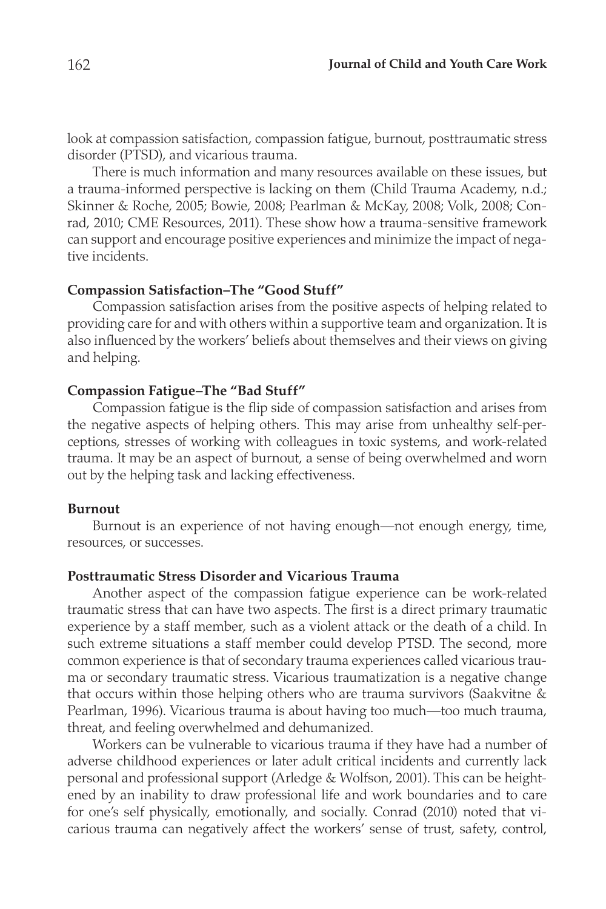look at compassion satisfaction, compassion fatigue, burnout, posttraumatic stress disorder (PTSD), and vicarious trauma.

There is much information and many resources available on these issues, but a trauma-informed perspective is lacking on them (Child Trauma Academy, n.d.; Skinner & Roche, 2005; Bowie, 2008; Pearlman & McKay, 2008; Volk, 2008; Conrad, 2010; CME Resources, 2011). These show how a trauma-sensitive framework can support and encourage positive experiences and minimize the impact of negative incidents.

### Compassion Satisfaction–The "Good Stuff"

Compassion satisfaction arises from the positive aspects of helping related to providing care for and with others within a supportive team and organization. It is also influenced by the workers' beliefs about themselves and their views on giving and helping.

### Compassion Fatigue–The "Bad Stuff"

Compassion fatigue is the flip side of compassion satisfaction and arises from the negative aspects of helping others. This may arise from unhealthy self-perceptions, stresses of working with colleagues in toxic systems, and work-related trauma. It may be an aspect of burnout, a sense of being overwhelmed and worn out by the helping task and lacking effectiveness.

### Burnout

Burnout is an experience of not having enough—not enough energy, time, resources, or successes.

### Posttraumatic Stress Disorder and Vicarious Trauma

Another aspect of the compassion fatigue experience can be work-related traumatic stress that can have two aspects. The first is a direct primary traumatic experience by a staff member, such as a violent attack or the death of a child. In such extreme situations a staff member could develop PTSD. The second, more common experience is that of secondary trauma experiences called vicarious trauma or secondary traumatic stress. Vicarious traumatization is a negative change that occurs within those helping others who are trauma survivors (Saakvitne & Pearlman, 1996). Vicarious trauma is about having too much—too much trauma, threat, and feeling overwhelmed and dehumanized.

Workers can be vulnerable to vicarious trauma if they have had a number of adverse childhood experiences or later adult critical incidents and currently lack personal and professional support (Arledge & Wolfson, 2001). This can be heightened by an inability to draw professional life and work boundaries and to care for one's self physically, emotionally, and socially. Conrad (2010) noted that vicarious trauma can negatively affect the workers' sense of trust, safety, control,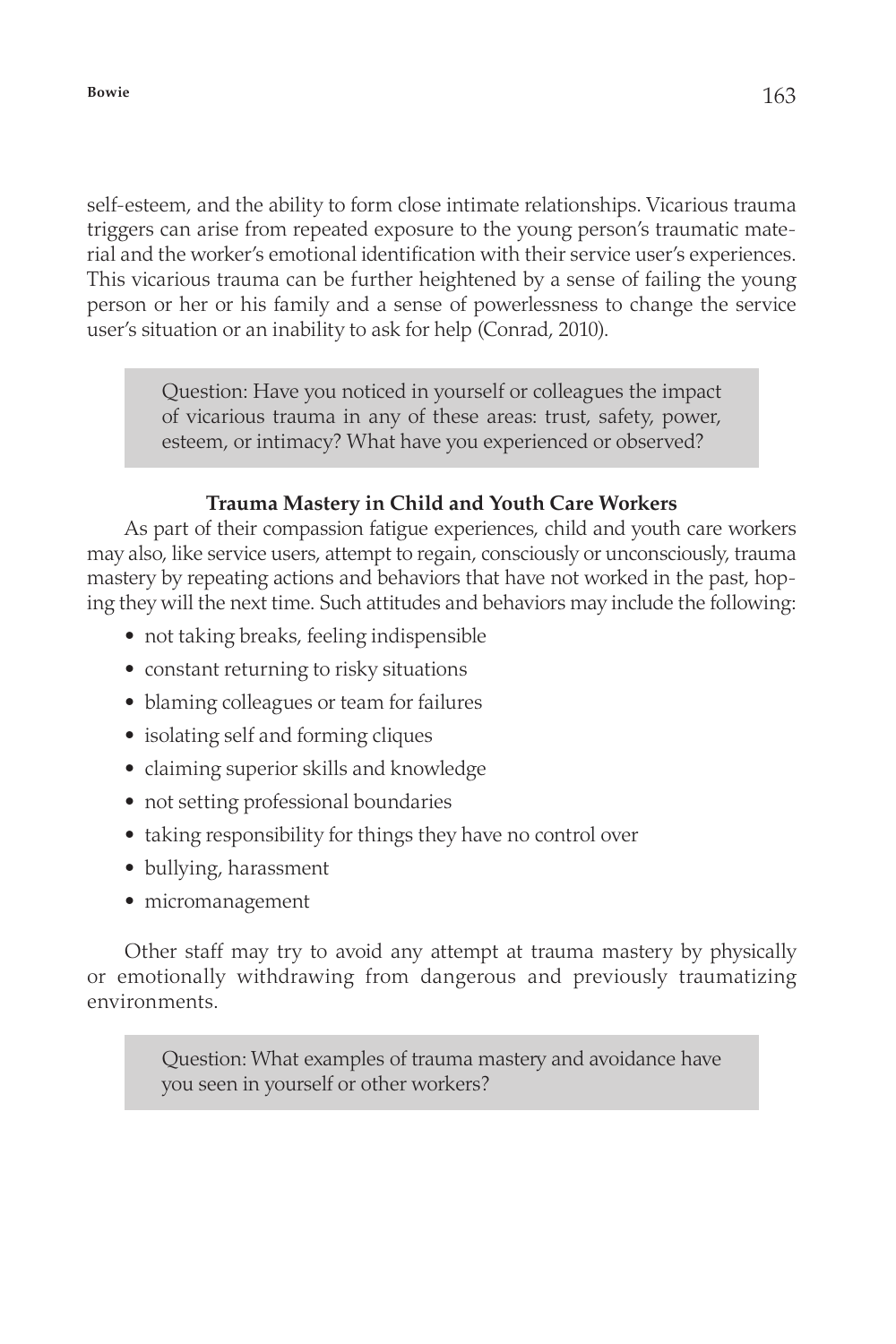self-esteem, and the ability to form close intimate relationships. Vicarious trauma triggers can arise from repeated exposure to the young person's traumatic material and the worker's emotional identification with their service user's experiences. This vicarious trauma can be further heightened by a sense of failing the young person or her or his family and a sense of powerlessness to change the service user's situation or an inability to ask for help (Conrad, 2010).

> Question: Have you noticed in yourself or colleagues the impact of vicarious trauma in any of these areas: trust, safety, power, esteem, or intimacy? What have you experienced or observed?

### Trauma Mastery in Child and Youth Care Workers

As part of their compassion fatigue experiences, child and youth care workers may also, like service users, attempt to regain, consciously or unconsciously, trauma mastery by repeating actions and behaviors that have not worked in the past, hoping they will the next time. Such attitudes and behaviors may include the following:

- not taking breaks, feeling indispensible
- constant returning to risky situations
- blaming colleagues or team for failures
- isolating self and forming cliques
- claiming superior skills and knowledge
- not setting professional boundaries
- taking responsibility for things they have no control over
- bullying, harassment
- micromanagement

Other staff may try to avoid any attempt at trauma mastery by physically or emotionally withdrawing from dangerous and previously traumatizing environments.

> Question: What examples of trauma mastery and avoidance have you seen in yourself or other workers?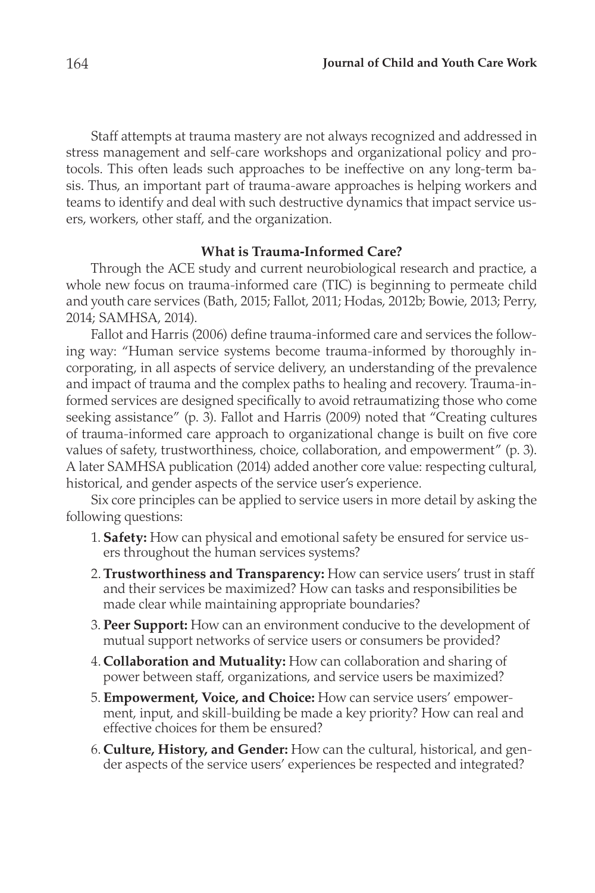Staff attempts at trauma mastery are not always recognized and addressed in stress management and self-care workshops and organizational policy and protocols. This often leads such approaches to be ineffective on any long-term basis. Thus, an important part of trauma-aware approaches is helping workers and teams to identify and deal with such destructive dynamics that impact service users, workers, other staff, and the organization.

## What is Trauma-Informed Care?

Through the ACE study and current neurobiological research and practice, a whole new focus on trauma-informed care (TIC) is beginning to permeate child and youth care services (Bath, 2015; Fallot, 2011; Hodas, 2012b; Bowie, 2013; Perry, 2014; SAMHSA, 2014).

Fallot and Harris (2006) define trauma-informed care and services the following way: "Human service systems become trauma-informed by thoroughly incorporating, in all aspects of service delivery, an understanding of the prevalence and impact of trauma and the complex paths to healing and recovery. Trauma-informed services are designed specifically to avoid retraumatizing those who come seeking assistance" (p. 3). Fallot and Harris (2009) noted that "Creating cultures of trauma-informed care approach to organizational change is built on five core values of safety, trustworthiness, choice, collaboration, and empowerment" (p. 3). A later SAMHSA publication (2014) added another core value: respecting cultural, historical, and gender aspects of the service user's experience.

Six core principles can be applied to service users in more detail by asking the following questions:

1. **Safety:** How can physical and emotional safety be ensured for service users throughout the human services systems?
2. **Trustworthiness and Transparency:** How can service users' trust in staff and their services be maximized? How can tasks and responsibilities be made clear while maintaining appropriate boundaries?
3. **Peer Support:** How can an environment conducive to the development of mutual support networks of service users or consumers be provided?
4. **Collaboration and Mutuality:** How can collaboration and sharing of power between staff, organizations, and service users be maximized?
5. **Empowerment, Voice, and Choice:** How can service users' empowerment, input, and skill-building be made a key priority? How can real and effective choices for them be ensured?
6. **Culture, History, and Gender:** How can the cultural, historical, and gender aspects of the service users' experiences be respected and integrated?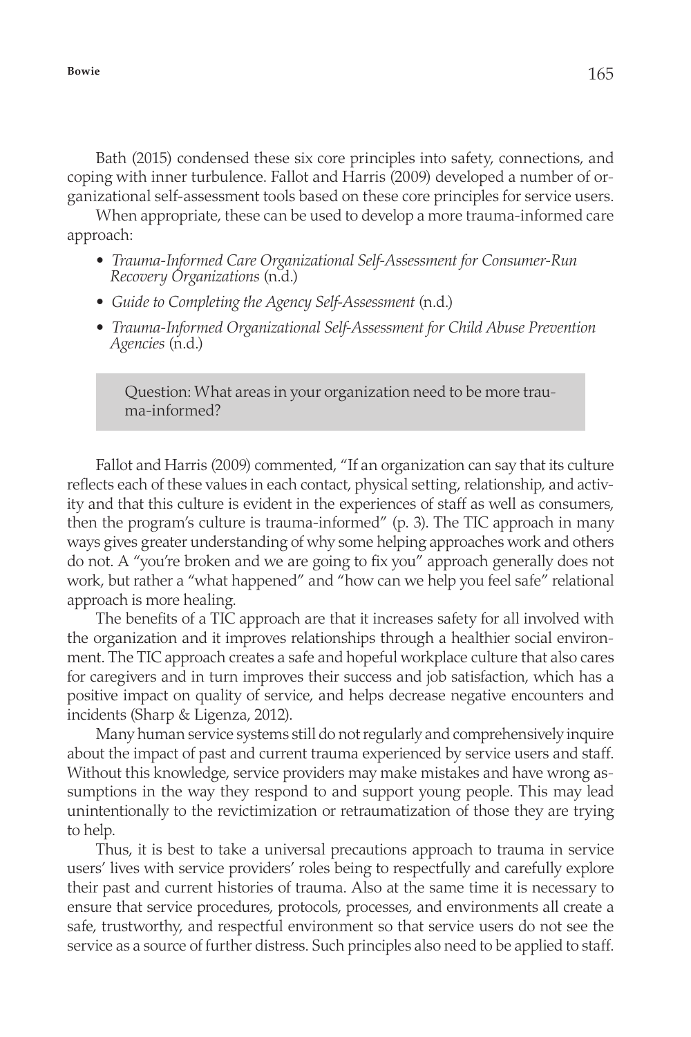Bath (2015) condensed these six core principles into safety, connections, and coping with inner turbulence. Fallot and Harris (2009) developed a number of organizational self-assessment tools based on these core principles for service users.

When appropriate, these can be used to develop a more trauma-informed care approach:

- *Trauma-Informed Care Organizational Self-Assessment for Consumer-Run Recovery Organizations* (n.d.)
- *Guide to Completing the Agency Self-Assessment* (n.d.)
- *Trauma-Informed Organizational Self-Assessment for Child Abuse Prevention Agencies* (n.d.)

> Question: What areas in your organization need to be more trauma-informed?

Fallot and Harris (2009) commented, "If an organization can say that its culture reflects each of these values in each contact, physical setting, relationship, and activity and that this culture is evident in the experiences of staff as well as consumers, then the program's culture is trauma-informed" (p. 3). The TIC approach in many ways gives greater understanding of why some helping approaches work and others do not. A "you're broken and we are going to fix you" approach generally does not work, but rather a "what happened" and "how can we help you feel safe" relational approach is more healing.

The benefits of a TIC approach are that it increases safety for all involved with the organization and it improves relationships through a healthier social environment. The TIC approach creates a safe and hopeful workplace culture that also cares for caregivers and in turn improves their success and job satisfaction, which has a positive impact on quality of service, and helps decrease negative encounters and incidents (Sharp & Ligenza, 2012).

Many human service systems still do not regularly and comprehensively inquire about the impact of past and current trauma experienced by service users and staff. Without this knowledge, service providers may make mistakes and have wrong assumptions in the way they respond to and support young people. This may lead unintentionally to the revictimization or retraumatization of those they are trying to help.

Thus, it is best to take a universal precautions approach to trauma in service users' lives with service providers' roles being to respectfully and carefully explore their past and current histories of trauma. Also at the same time it is necessary to ensure that service procedures, protocols, processes, and environments all create a safe, trustworthy, and respectful environment so that service users do not see the service as a source of further distress. Such principles also need to be applied to staff.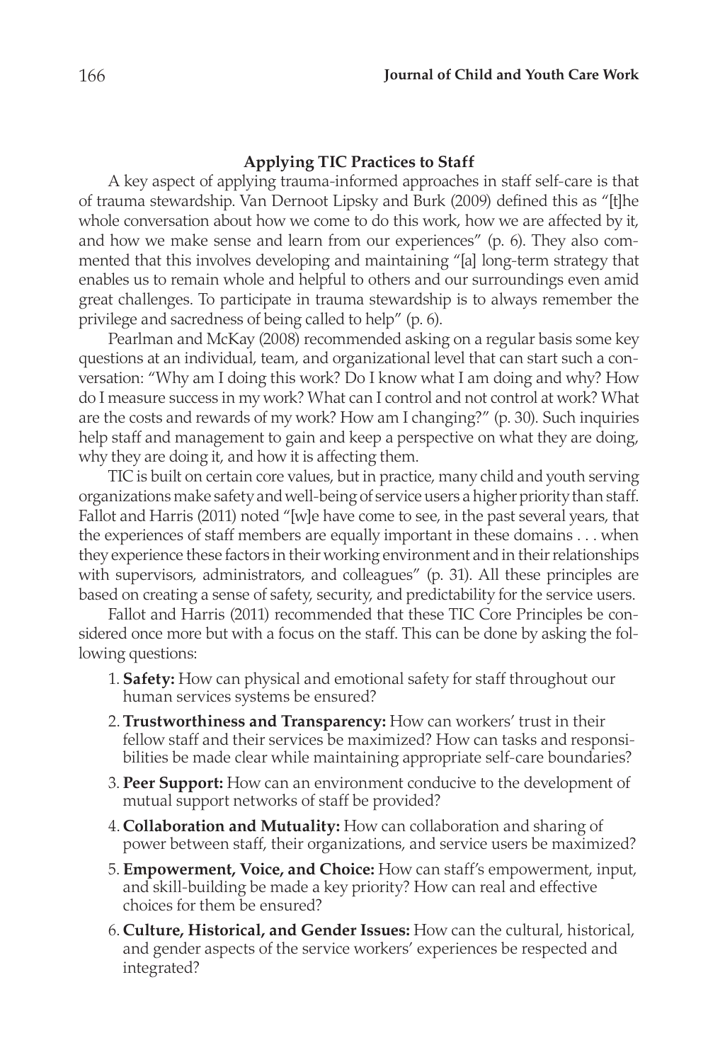### Applying TIC Practices to Staff

A key aspect of applying trauma-informed approaches in staff self-care is that of trauma stewardship. Van Dernoot Lipsky and Burk (2009) defined this as "[t]he whole conversation about how we come to do this work, how we are affected by it, and how we make sense and learn from our experiences" (p. 6). They also commented that this involves developing and maintaining "[a] long-term strategy that enables us to remain whole and helpful to others and our surroundings even amid great challenges. To participate in trauma stewardship is to always remember the privilege and sacredness of being called to help" (p. 6).

Pearlman and McKay (2008) recommended asking on a regular basis some key questions at an individual, team, and organizational level that can start such a conversation: "Why am I doing this work? Do I know what I am doing and why? How do I measure success in my work? What can I control and not control at work? What are the costs and rewards of my work? How am I changing?" (p. 30). Such inquiries help staff and management to gain and keep a perspective on what they are doing, why they are doing it, and how it is affecting them.

TIC is built on certain core values, but in practice, many child and youth serving organizations make safety and well-being of service users a higher priority than staff. Fallot and Harris (2011) noted "[w]e have come to see, in the past several years, that the experiences of staff members are equally important in these domains . . . when they experience these factors in their working environment and in their relationships with supervisors, administrators, and colleagues" (p. 31). All these principles are based on creating a sense of safety, security, and predictability for the service users.

Fallot and Harris (2011) recommended that these TIC Core Principles be considered once more but with a focus on the staff. This can be done by asking the following questions:

1. **Safety:** How can physical and emotional safety for staff throughout our human services systems be ensured?
2. **Trustworthiness and Transparency:** How can workers' trust in their fellow staff and their services be maximized? How can tasks and responsibilities be made clear while maintaining appropriate self-care boundaries?
3. **Peer Support:** How can an environment conducive to the development of mutual support networks of staff be provided?
4. **Collaboration and Mutuality:** How can collaboration and sharing of power between staff, their organizations, and service users be maximized?
5. **Empowerment, Voice, and Choice:** How can staff's empowerment, input, and skill-building be made a key priority? How can real and effective choices for them be ensured?
6. **Culture, Historical, and Gender Issues:** How can the cultural, historical, and gender aspects of the service workers' experiences be respected and integrated?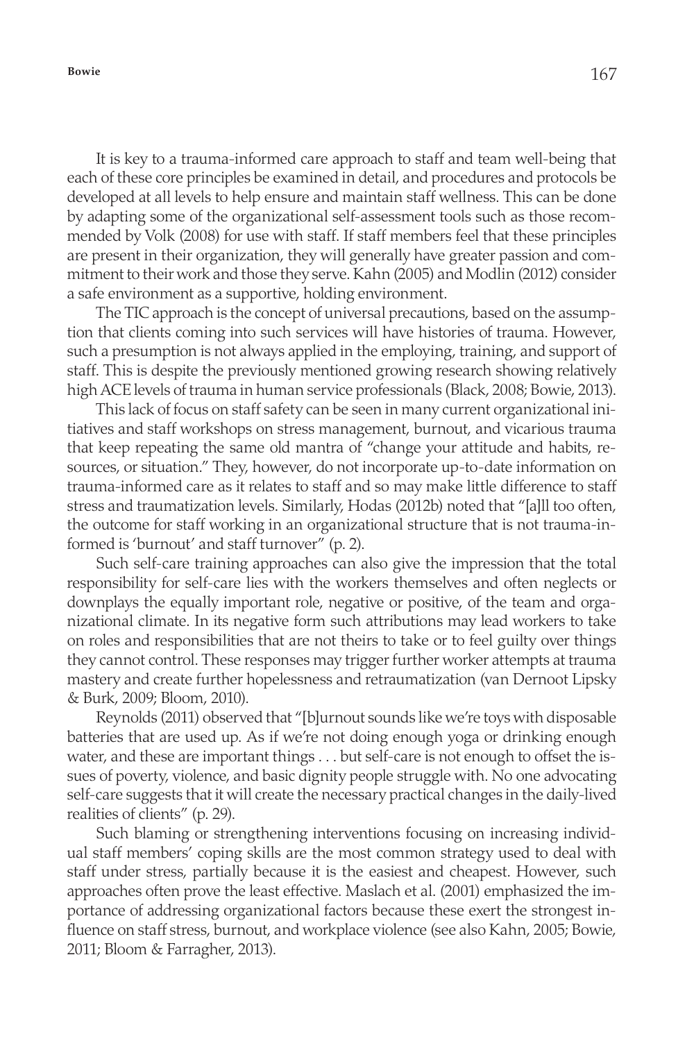It is key to a trauma-informed care approach to staff and team well-being that each of these core principles be examined in detail, and procedures and protocols be developed at all levels to help ensure and maintain staff wellness. This can be done by adapting some of the organizational self-assessment tools such as those recommended by Volk (2008) for use with staff. If staff members feel that these principles are present in their organization, they will generally have greater passion and commitment to their work and those they serve. Kahn (2005) and Modlin (2012) consider a safe environment as a supportive, holding environment.

The TIC approach is the concept of universal precautions, based on the assumption that clients coming into such services will have histories of trauma. However, such a presumption is not always applied in the employing, training, and support of staff. This is despite the previously mentioned growing research showing relatively high ACE levels of trauma in human service professionals (Black, 2008; Bowie, 2013).

This lack of focus on staff safety can be seen in many current organizational initiatives and staff workshops on stress management, burnout, and vicarious trauma that keep repeating the same old mantra of "change your attitude and habits, resources, or situation." They, however, do not incorporate up-to-date information on trauma-informed care as it relates to staff and so may make little difference to staff stress and traumatization levels. Similarly, Hodas (2012b) noted that "[a]ll too often, the outcome for staff working in an organizational structure that is not trauma-informed is 'burnout' and staff turnover" (p. 2).

Such self-care training approaches can also give the impression that the total responsibility for self-care lies with the workers themselves and often neglects or downplays the equally important role, negative or positive, of the team and organizational climate. In its negative form such attributions may lead workers to take on roles and responsibilities that are not theirs to take or to feel guilty over things they cannot control. These responses may trigger further worker attempts at trauma mastery and create further hopelessness and retraumatization (van Dernoot Lipsky & Burk, 2009; Bloom, 2010).

Reynolds (2011) observed that "[b]urnout sounds like we're toys with disposable batteries that are used up. As if we're not doing enough yoga or drinking enough water, and these are important things . . . but self-care is not enough to offset the issues of poverty, violence, and basic dignity people struggle with. No one advocating self-care suggests that it will create the necessary practical changes in the daily-lived realities of clients" (p. 29).

Such blaming or strengthening interventions focusing on increasing individual staff members' coping skills are the most common strategy used to deal with staff under stress, partially because it is the easiest and cheapest. However, such approaches often prove the least effective. Maslach et al. (2001) emphasized the importance of addressing organizational factors because these exert the strongest influence on staff stress, burnout, and workplace violence (see also Kahn, 2005; Bowie, 2011; Bloom & Farragher, 2013).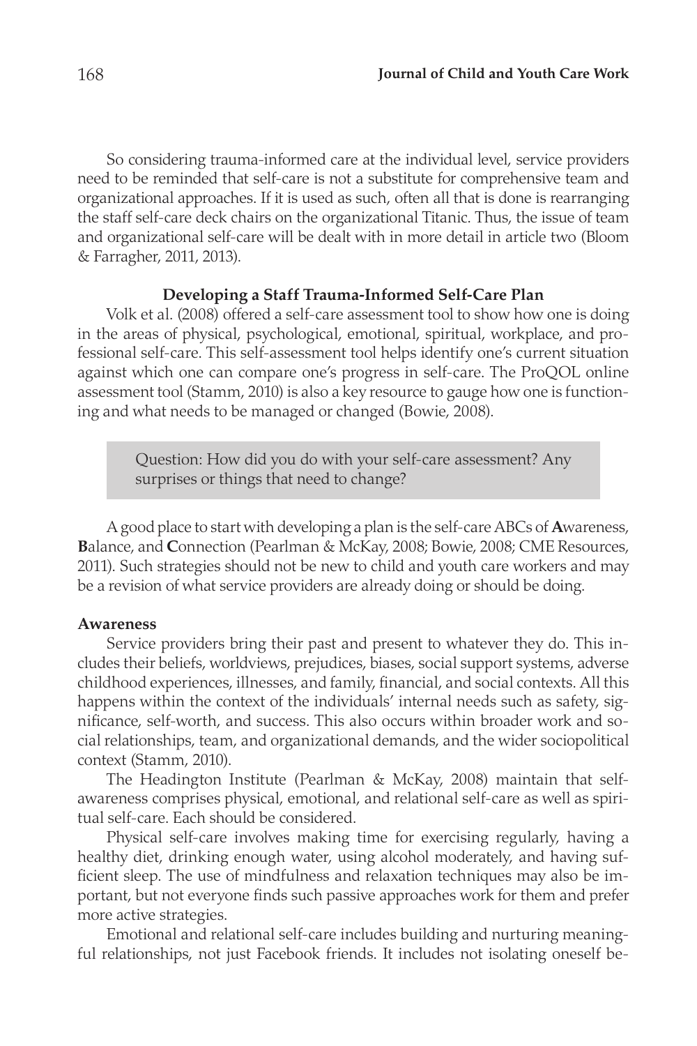So considering trauma-informed care at the individual level, service providers need to be reminded that self-care is not a substitute for comprehensive team and organizational approaches. If it is used as such, often all that is done is rearranging the staff self-care deck chairs on the organizational Titanic. Thus, the issue of team and organizational self-care will be dealt with in more detail in article two (Bloom & Farragher, 2011, 2013).

## Developing a Staff Trauma-Informed Self-Care Plan

Volk et al. (2008) offered a self-care assessment tool to show how one is doing in the areas of physical, psychological, emotional, spiritual, workplace, and professional self-care. This self-assessment tool helps identify one's current situation against which one can compare one's progress in self-care. The ProQOL online assessment tool (Stamm, 2010) is also a key resource to gauge how one is functioning and what needs to be managed or changed (Bowie, 2008).

> Question: How did you do with your self-care assessment? Any surprises or things that need to change?

A good place to start with developing a plan is the self-care ABCs of **A**wareness, **B**alance, and **C**onnection (Pearlman & McKay, 2008; Bowie, 2008; CME Resources, 2011). Such strategies should not be new to child and youth care workers and may be a revision of what service providers are already doing or should be doing.

### Awareness

Service providers bring their past and present to whatever they do. This includes their beliefs, worldviews, prejudices, biases, social support systems, adverse childhood experiences, illnesses, and family, financial, and social contexts. All this happens within the context of the individuals' internal needs such as safety, significance, self-worth, and success. This also occurs within broader work and social relationships, team, and organizational demands, and the wider sociopolitical context (Stamm, 2010).

The Headington Institute (Pearlman & McKay, 2008) maintain that self-awareness comprises physical, emotional, and relational self-care as well as spiritual self-care. Each should be considered.

Physical self-care involves making time for exercising regularly, having a healthy diet, drinking enough water, using alcohol moderately, and having sufficient sleep. The use of mindfulness and relaxation techniques may also be important, but not everyone finds such passive approaches work for them and prefer more active strategies.

Emotional and relational self-care includes building and nurturing meaningful relationships, not just Facebook friends. It includes not isolating oneself be-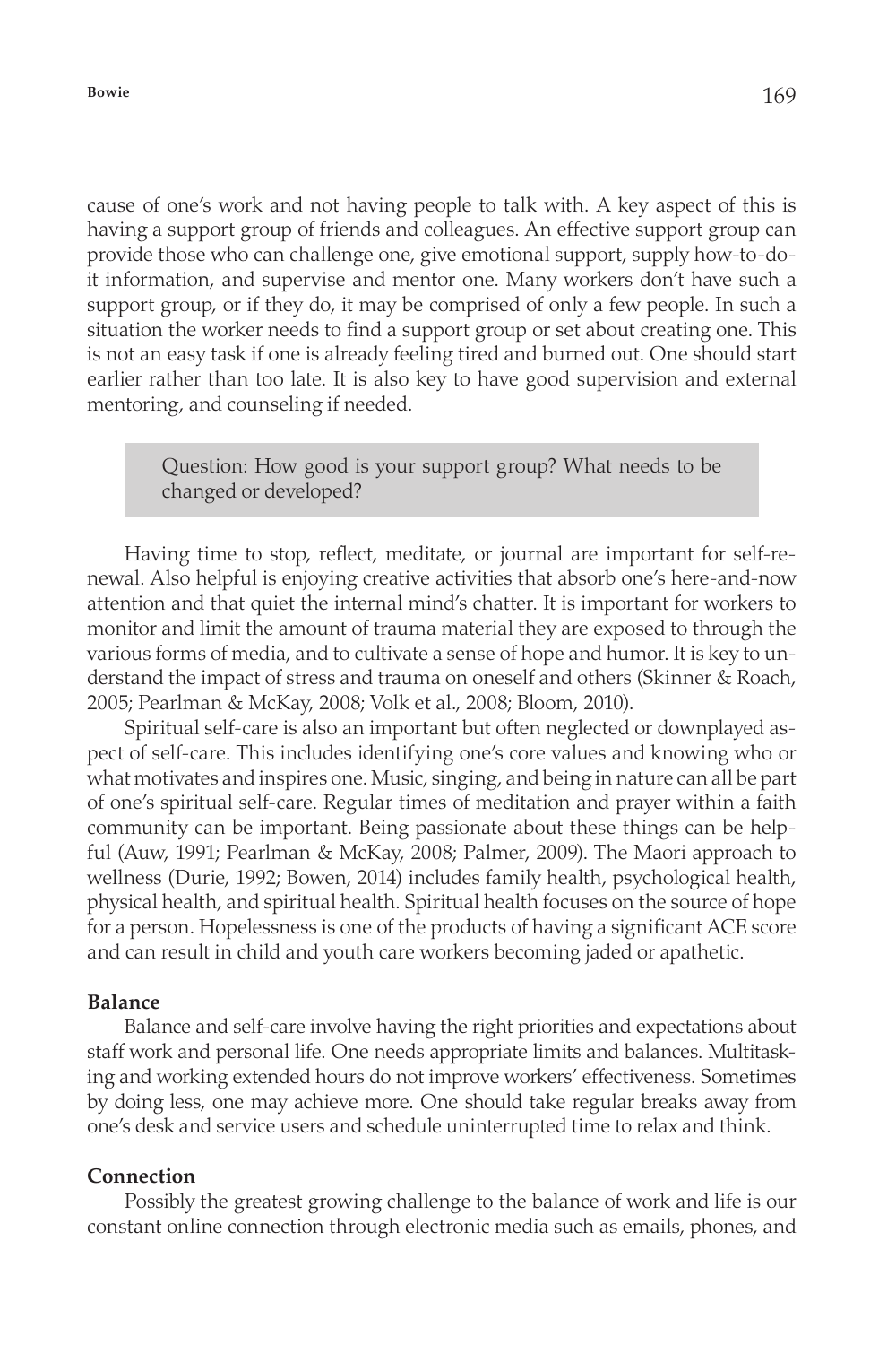cause of one's work and not having people to talk with. A key aspect of this is having a support group of friends and colleagues. An effective support group can provide those who can challenge one, give emotional support, supply how-to-do-it information, and supervise and mentor one. Many workers don't have such a support group, or if they do, it may be comprised of only a few people. In such a situation the worker needs to find a support group or set about creating one. This is not an easy task if one is already feeling tired and burned out. One should start earlier rather than too late. It is also key to have good supervision and external mentoring, and counseling if needed.

> Question: How good is your support group? What needs to be changed or developed?

Having time to stop, reflect, meditate, or journal are important for self-renewal. Also helpful is enjoying creative activities that absorb one's here-and-now attention and that quiet the internal mind's chatter. It is important for workers to monitor and limit the amount of trauma material they are exposed to through the various forms of media, and to cultivate a sense of hope and humor. It is key to understand the impact of stress and trauma on oneself and others (Skinner & Roach, 2005; Pearlman & McKay, 2008; Volk et al., 2008; Bloom, 2010).

Spiritual self-care is also an important but often neglected or downplayed aspect of self-care. This includes identifying one's core values and knowing who or what motivates and inspires one. Music, singing, and being in nature can all be part of one's spiritual self-care. Regular times of meditation and prayer within a faith community can be important. Being passionate about these things can be helpful (Auw, 1991; Pearlman & McKay, 2008; Palmer, 2009). The Maori approach to wellness (Durie, 1992; Bowen, 2014) includes family health, psychological health, physical health, and spiritual health. Spiritual health focuses on the source of hope for a person. Hopelessness is one of the products of having a significant ACE score and can result in child and youth care workers becoming jaded or apathetic.

**Balance**

Balance and self-care involve having the right priorities and expectations about staff work and personal life. One needs appropriate limits and balances. Multitasking and working extended hours do not improve workers' effectiveness. Sometimes by doing less, one may achieve more. One should take regular breaks away from one's desk and service users and schedule uninterrupted time to relax and think.

**Connection**

Possibly the greatest growing challenge to the balance of work and life is our constant online connection through electronic media such as emails, phones, and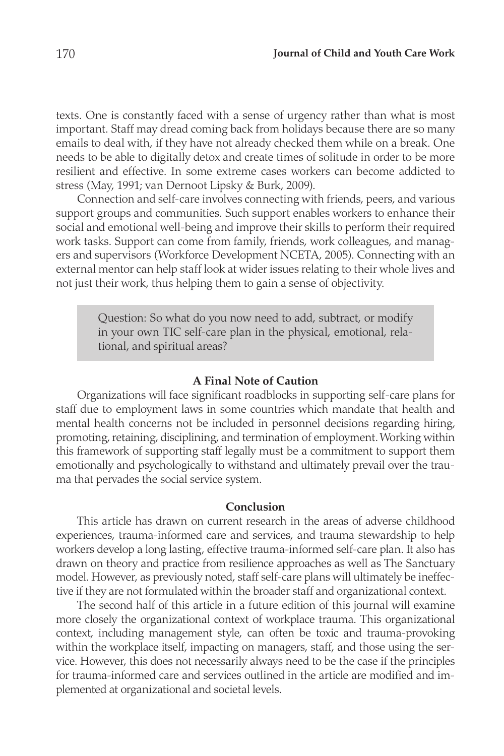texts. One is constantly faced with a sense of urgency rather than what is most important. Staff may dread coming back from holidays because there are so many emails to deal with, if they have not already checked them while on a break. One needs to be able to digitally detox and create times of solitude in order to be more resilient and effective. In some extreme cases workers can become addicted to stress (May, 1991; van Dernoot Lipsky & Burk, 2009).

Connection and self-care involves connecting with friends, peers, and various support groups and communities. Such support enables workers to enhance their social and emotional well-being and improve their skills to perform their required work tasks. Support can come from family, friends, work colleagues, and managers and supervisors (Workforce Development NCETA, 2005). Connecting with an external mentor can help staff look at wider issues relating to their whole lives and not just their work, thus helping them to gain a sense of objectivity.

> Question: So what do you now need to add, subtract, or modify in your own TIC self-care plan in the physical, emotional, relational, and spiritual areas?

### A Final Note of Caution

Organizations will face significant roadblocks in supporting self-care plans for staff due to employment laws in some countries which mandate that health and mental health concerns not be included in personnel decisions regarding hiring, promoting, retaining, disciplining, and termination of employment. Working within this framework of supporting staff legally must be a commitment to support them emotionally and psychologically to withstand and ultimately prevail over the trauma that pervades the social service system.

### Conclusion

This article has drawn on current research in the areas of adverse childhood experiences, trauma-informed care and services, and trauma stewardship to help workers develop a long lasting, effective trauma-informed self-care plan. It also has drawn on theory and practice from resilience approaches as well as The Sanctuary model. However, as previously noted, staff self-care plans will ultimately be ineffective if they are not formulated within the broader staff and organizational context.

The second half of this article in a future edition of this journal will examine more closely the organizational context of workplace trauma. This organizational context, including management style, can often be toxic and trauma-provoking within the workplace itself, impacting on managers, staff, and those using the service. However, this does not necessarily always need to be the case if the principles for trauma-informed care and services outlined in the article are modified and implemented at organizational and societal levels.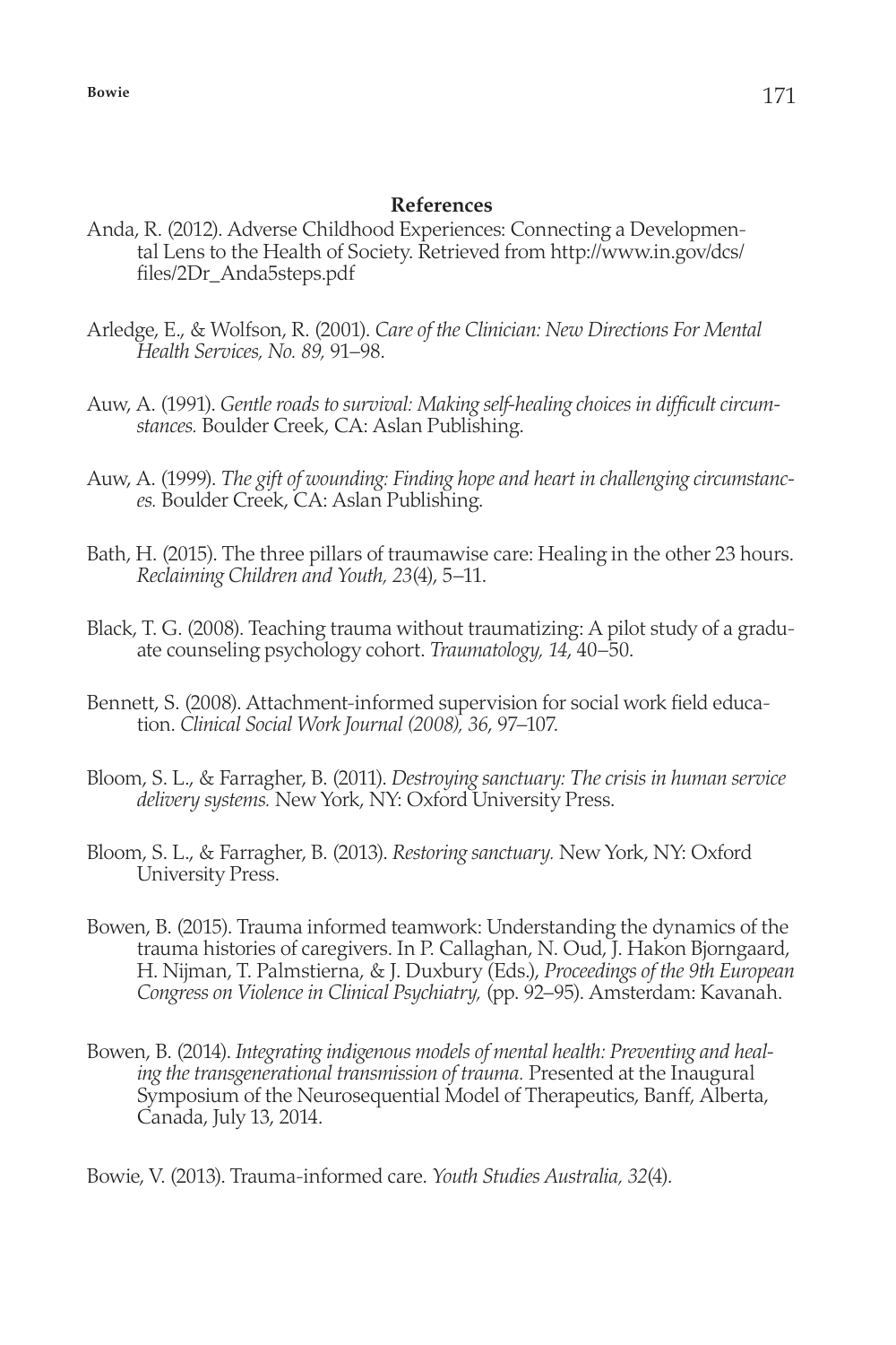## References

Anda, R. (2012). Adverse Childhood Experiences: Connecting a Developmental Lens to the Health of Society. Retrieved from http://www.in.gov/dcs/files/2Dr_Anda5steps.pdf

Arledge, E., & Wolfson, R. (2001). *Care of the Clinician: New Directions For Mental Health Services, No. 89,* 91–98.

Auw, A. (1991). *Gentle roads to survival: Making self-healing choices in difficult circumstances.* Boulder Creek, CA: Aslan Publishing.

Auw, A. (1999). *The gift of wounding: Finding hope and heart in challenging circumstances.* Boulder Creek, CA: Aslan Publishing.

Bath, H. (2015). The three pillars of traumawise care: Healing in the other 23 hours. *Reclaiming Children and Youth, 23*(4), 5–11.

Black, T. G. (2008). Teaching trauma without traumatizing: A pilot study of a graduate counseling psychology cohort. *Traumatology, 14*, 40–50.

Bennett, S. (2008). Attachment-informed supervision for social work field education. *Clinical Social Work Journal (2008), 36*, 97–107.

Bloom, S. L., & Farragher, B. (2011). *Destroying sanctuary: The crisis in human service delivery systems.* New York, NY: Oxford University Press.

Bloom, S. L., & Farragher, B. (2013). *Restoring sanctuary.* New York, NY: Oxford University Press.

Bowen, B. (2015). Trauma informed teamwork: Understanding the dynamics of the trauma histories of caregivers. In P. Callaghan, N. Oud, J. Hakon Bjorngaard, H. Nijman, T. Palmstierna, & J. Duxbury (Eds.), *Proceedings of the 9th European Congress on Violence in Clinical Psychiatry,* (pp. 92–95). Amsterdam: Kavanah.

Bowen, B. (2014). *Integrating indigenous models of mental health: Preventing and healing the transgenerational transmission of trauma.* Presented at the Inaugural Symposium of the Neurosequential Model of Therapeutics, Banff, Alberta, Canada, July 13, 2014.

Bowie, V. (2013). Trauma-informed care. *Youth Studies Australia, 32*(4).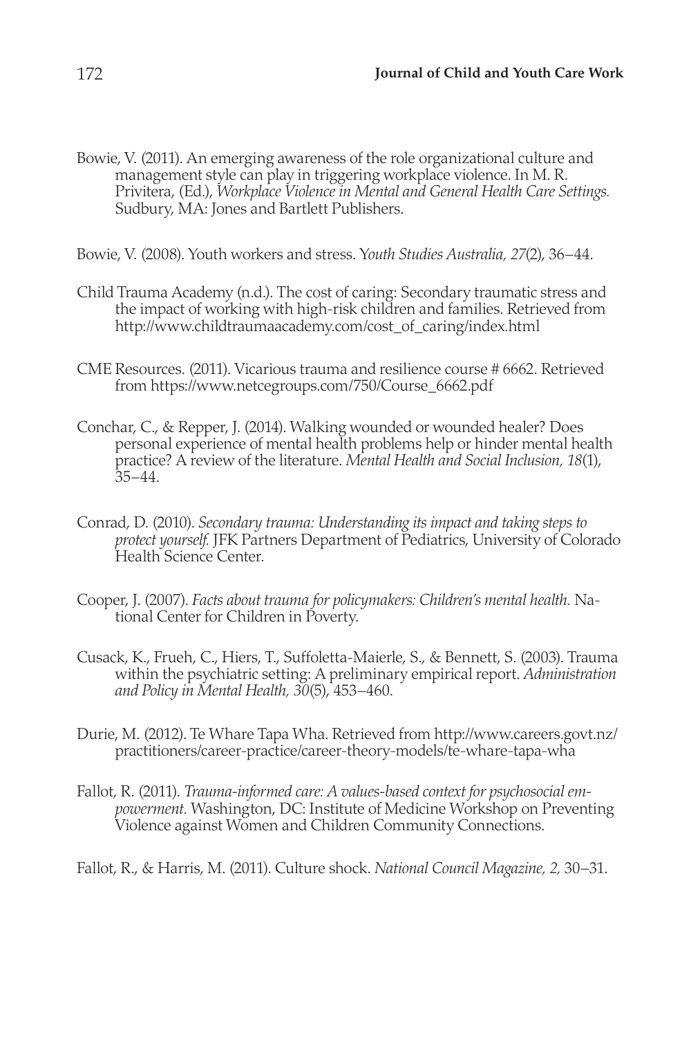Bowie, V. (2011). An emerging awareness of the role organizational culture and management style can play in triggering workplace violence. In M. R. Privitera, (Ed.), *Workplace Violence in Mental and General Health Care Settings.* Sudbury, MA: Jones and Bartlett Publishers.

Bowie, V. (2008). Youth workers and stress. Y*outh Studies Australia, 27*(2), 36–44.

Child Trauma Academy (n.d.). The cost of caring: Secondary traumatic stress and the impact of working with high-risk children and families. Retrieved from http://www.childtraumaacademy.com/cost_of_caring/index.html

CME Resources. (2011). Vicarious trauma and resilience course # 6662. Retrieved from https://www.netcegroups.com/750/Course_6662.pdf

Conchar, C., & Repper, J. (2014). Walking wounded or wounded healer? Does personal experience of mental health problems help or hinder mental health practice? A review of the literature. *Mental Health and Social Inclusion, 18*(1), 35–44.

Conrad, D. (2010). *Secondary trauma: Understanding its impact and taking steps to protect yourself.* JFK Partners Department of Pediatrics, University of Colorado Health Science Center.

Cooper, J. (2007). *Facts about trauma for policymakers: Children's mental health.* National Center for Children in Poverty.

Cusack, K., Frueh, C., Hiers, T., Suffoletta-Maierle, S., & Bennett, S. (2003). Trauma within the psychiatric setting: A preliminary empirical report. *Administration and Policy in Mental Health, 30*(5), 453–460.

Durie, M. (2012). Te Whare Tapa Wha. Retrieved from http://www.careers.govt.nz/practitioners/career-practice/career-theory-models/te-whare-tapa-wha

Fallot, R. (2011). *Trauma-informed care: A values-based context for psychosocial empowerment.* Washington, DC: Institute of Medicine Workshop on Preventing Violence against Women and Children Community Connections.

Fallot, R., & Harris, M. (2011). Culture shock. *National Council Magazine, 2,* 30–31.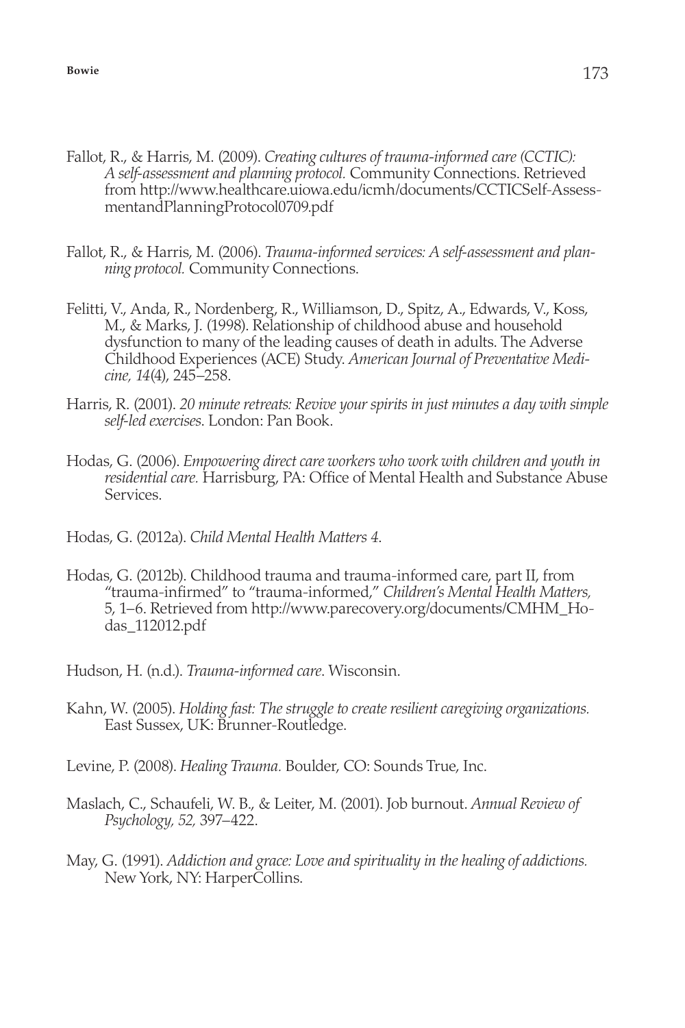Fallot, R., & Harris, M. (2009). *Creating cultures of trauma-informed care (CCTIC): A self-assessment and planning protocol.* Community Connections. Retrieved from http://www.healthcare.uiowa.edu/icmh/documents/CCTICSelf-AssessmentandPlanningProtocol0709.pdf

Fallot, R., & Harris, M. (2006). *Trauma-informed services: A self-assessment and planning protocol.* Community Connections.

Felitti, V., Anda, R., Nordenberg, R., Williamson, D., Spitz, A., Edwards, V., Koss, M., & Marks, J. (1998). Relationship of childhood abuse and household dysfunction to many of the leading causes of death in adults. The Adverse Childhood Experiences (ACE) Study. *American Journal of Preventative Medicine, 14*(4), 245–258.

Harris, R. (2001). *20 minute retreats: Revive your spirits in just minutes a day with simple self-led exercises*. London: Pan Book.

Hodas, G. (2006). *Empowering direct care workers who work with children and youth in residential care.* Harrisburg, PA: Office of Mental Health and Substance Abuse Services.

Hodas, G. (2012a). *Child Mental Health Matters 4*.

Hodas, G. (2012b). Childhood trauma and trauma-informed care, part II, from "trauma-infirmed" to "trauma-informed," *Children's Mental Health Matters,* 5, 1–6. Retrieved from http://www.parecovery.org/documents/CMHM_Hodas_112012.pdf

Hudson, H. (n.d.). *Trauma-informed care*. Wisconsin.

Kahn, W. (2005). *Holding fast: The struggle to create resilient caregiving organizations.* East Sussex, UK: Brunner-Routledge.

Levine, P. (2008). *Healing Trauma.* Boulder, CO: Sounds True, Inc.

Maslach, C., Schaufeli, W. B., & Leiter, M. (2001). Job burnout. *Annual Review of Psychology, 52,* 397–422.

May, G. (1991). *Addiction and grace: Love and spirituality in the healing of addictions.* New York, NY: HarperCollins.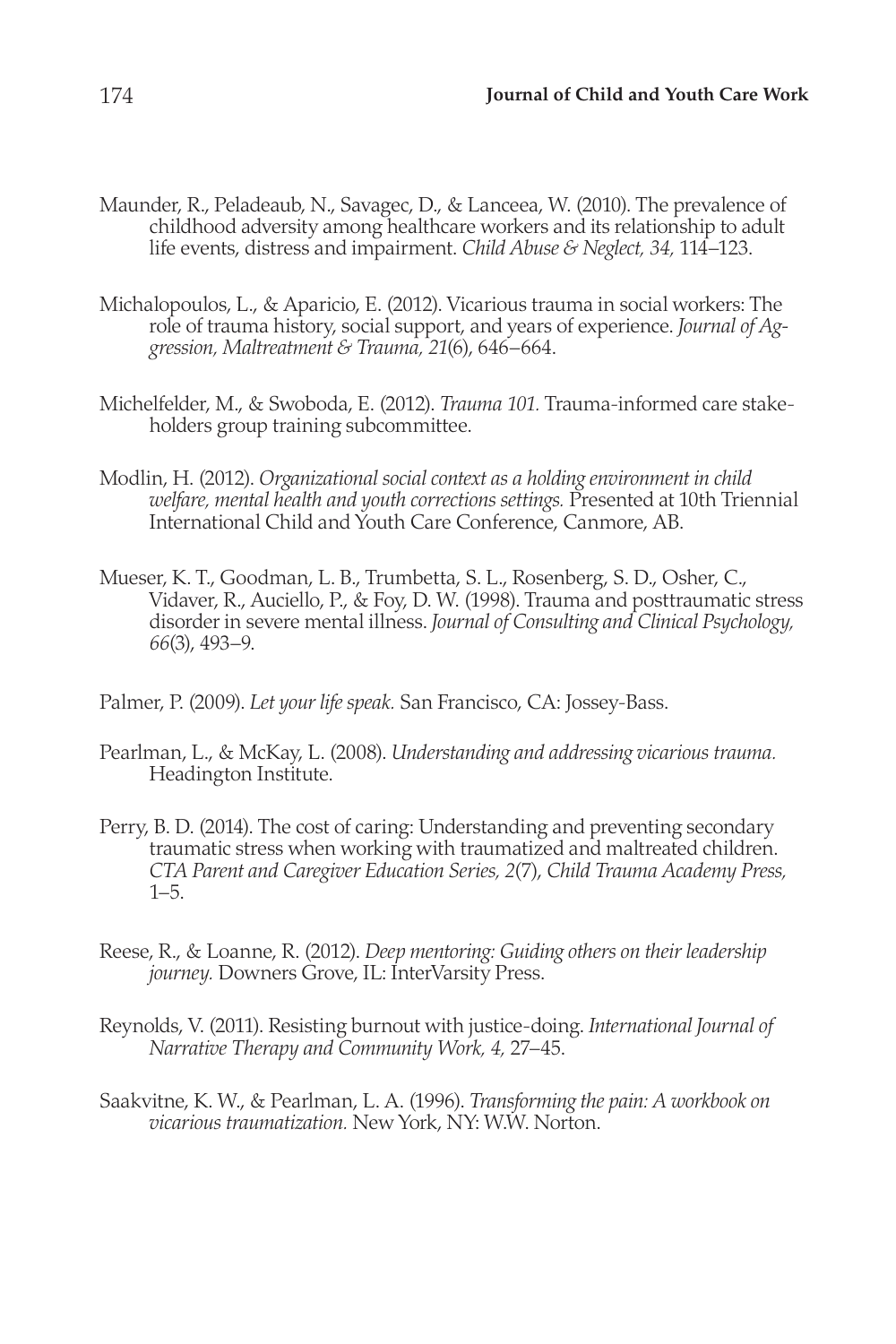Maunder, R., Peladeaub, N., Savagec, D., & Lanceea, W. (2010). The prevalence of childhood adversity among healthcare workers and its relationship to adult life events, distress and impairment. *Child Abuse & Neglect, 34,* 114–123.

Michalopoulos, L., & Aparicio, E. (2012). Vicarious trauma in social workers: The role of trauma history, social support, and years of experience. *Journal of Aggression, Maltreatment & Trauma, 21*(6), 646–664.

Michelfelder, M., & Swoboda, E. (2012). *Trauma 101.* Trauma-informed care stakeholders group training subcommittee.

Modlin, H. (2012). *Organizational social context as a holding environment in child welfare, mental health and youth corrections settings.* Presented at 10th Triennial International Child and Youth Care Conference, Canmore, AB.

Mueser, K. T., Goodman, L. B., Trumbetta, S. L., Rosenberg, S. D., Osher, C., Vidaver, R., Auciello, P., & Foy, D. W. (1998). Trauma and posttraumatic stress disorder in severe mental illness. *Journal of Consulting and Clinical Psychology, 66*(3), 493–9.

Palmer, P. (2009). *Let your life speak.* San Francisco, CA: Jossey-Bass.

Pearlman, L., & McKay, L. (2008). *Understanding and addressing vicarious trauma.* Headington Institute.

Perry, B. D. (2014). The cost of caring: Understanding and preventing secondary traumatic stress when working with traumatized and maltreated children. *CTA Parent and Caregiver Education Series, 2*(7), *Child Trauma Academy Press,* 1–5.

Reese, R., & Loanne, R. (2012). *Deep mentoring: Guiding others on their leadership journey.* Downers Grove, IL: InterVarsity Press.

Reynolds, V. (2011). Resisting burnout with justice-doing. *International Journal of Narrative Therapy and Community Work, 4,* 27–45.

Saakvitne, K. W., & Pearlman, L. A. (1996). *Transforming the pain: A workbook on vicarious traumatization.* New York, NY: W.W. Norton.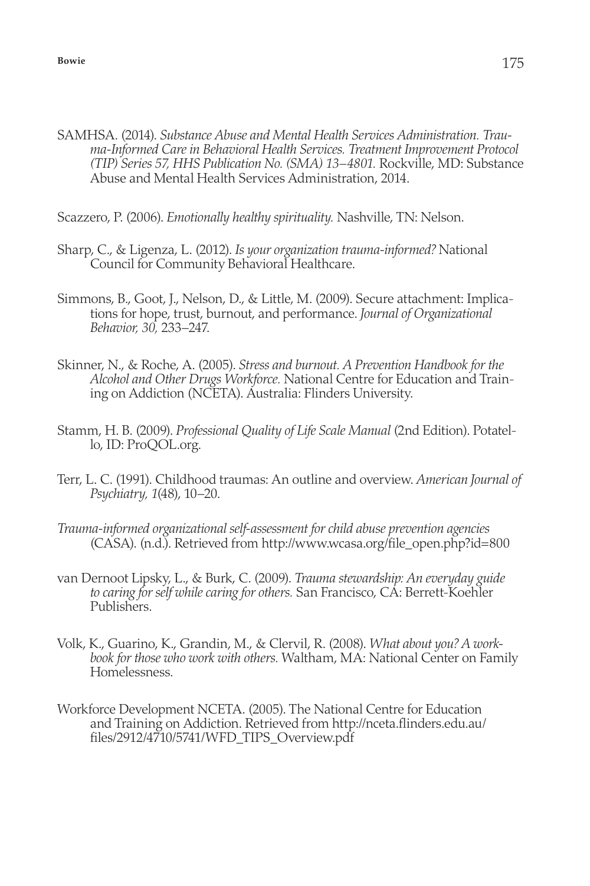SAMHSA. (2014). *Substance Abuse and Mental Health Services Administration. Trauma-Informed Care in Behavioral Health Services. Treatment Improvement Protocol (TIP) Series 57, HHS Publication No. (SMA) 13–4801.* Rockville, MD: Substance Abuse and Mental Health Services Administration, 2014.

Scazzero, P. (2006). *Emotionally healthy spirituality.* Nashville, TN: Nelson.

Sharp, C., & Ligenza, L. (2012). *Is your organization trauma-informed?* National Council for Community Behavioral Healthcare.

Simmons, B., Goot, J., Nelson, D., & Little, M. (2009). Secure attachment: Implications for hope, trust, burnout, and performance. *Journal of Organizational Behavior, 30,* 233–247.

Skinner, N., & Roche, A. (2005). *Stress and burnout. A Prevention Handbook for the Alcohol and Other Drugs Workforce.* National Centre for Education and Training on Addiction (NCETA). Australia: Flinders University.

Stamm, H. B. (2009). *Professional Quality of Life Scale Manual* (2nd Edition). Potatello, ID: ProQOL.org.

Terr, L. C. (1991). Childhood traumas: An outline and overview. *American Journal of Psychiatry, 1*(48), 10–20.

*Trauma-informed organizational self-assessment for child abuse prevention agencies* (CASA). (n.d.). Retrieved from http://www.wcasa.org/file_open.php?id=800

van Dernoot Lipsky, L., & Burk, C. (2009). *Trauma stewardship: An everyday guide to caring for self while caring for others.* San Francisco, CA: Berrett-Koehler Publishers.

Volk, K., Guarino, K., Grandin, M., & Clervil, R. (2008). *What about you? A workbook for those who work with others.* Waltham, MA: National Center on Family Homelessness.

Workforce Development NCETA. (2005). The National Centre for Education and Training on Addiction. Retrieved from http://nceta.flinders.edu.au/files/2912/4710/5741/WFD_TIPS_Overview.pdf